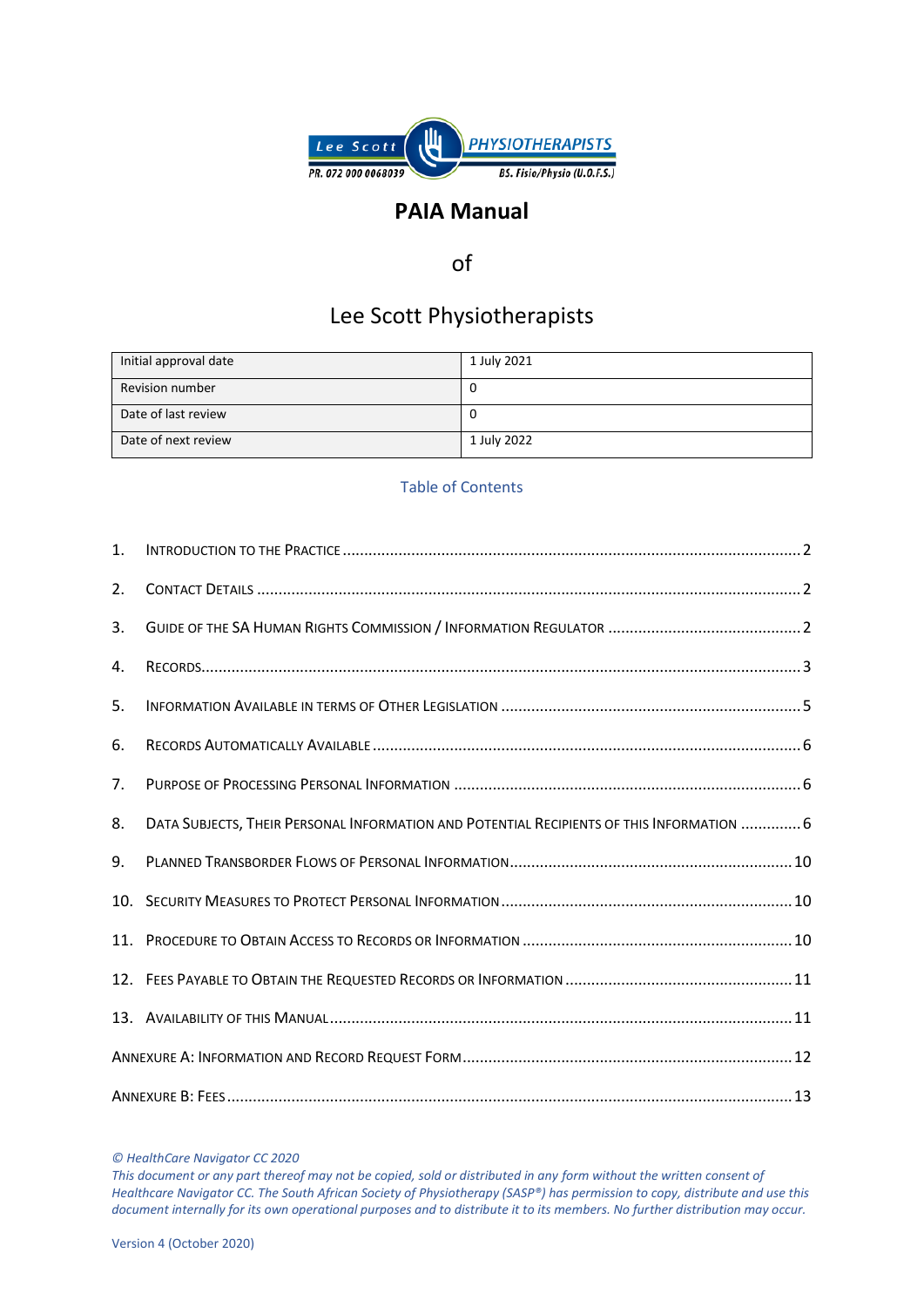# PAIA Manual

of

Lee Scott Physiotherapists

| Initial approval date | 1 July 2021 |
|---|---|
| Revision number | 0 |
| Date of last review | 0 |
| Date of next review | 1 July 2022 |

## Table of Contents

1. Introduction to the Practice ..... 2
2. Contact Details ..... 2
3. Guide of the SA Human Rights Commission / Information Regulator ..... 2
4. Records ..... 3
5. Information Available in terms of Other Legislation ..... 5
6. Records Automatically Available ..... 6
7. Purpose of Processing Personal Information ..... 6
8. Data Subjects, their Personal Information and Potential Recipients of this Information ..... 6
9. Planned Transborder Flows of Personal Information ..... 10
10. Security Measures to Protect Personal Information ..... 10
11. Procedure to Obtain Access to Records or Information ..... 10
12. Fees Payable to Obtain the Requested Records or Information ..... 11
13. Availability of this Manual ..... 11

Annexure A: Information and Record Request Form ..... 12

Annexure B: Fees ..... 13

*© HealthCare Navigator CC 2020*
*This document or any part thereof may not be copied, sold or distributed in any form without the written consent of Healthcare Navigator CC. The South African Society of Physiotherapy (SASP®) has permission to copy, distribute and use this document internally for its own operational purposes and to distribute it to its members. No further distribution may occur.*

Version 4 (October 2020)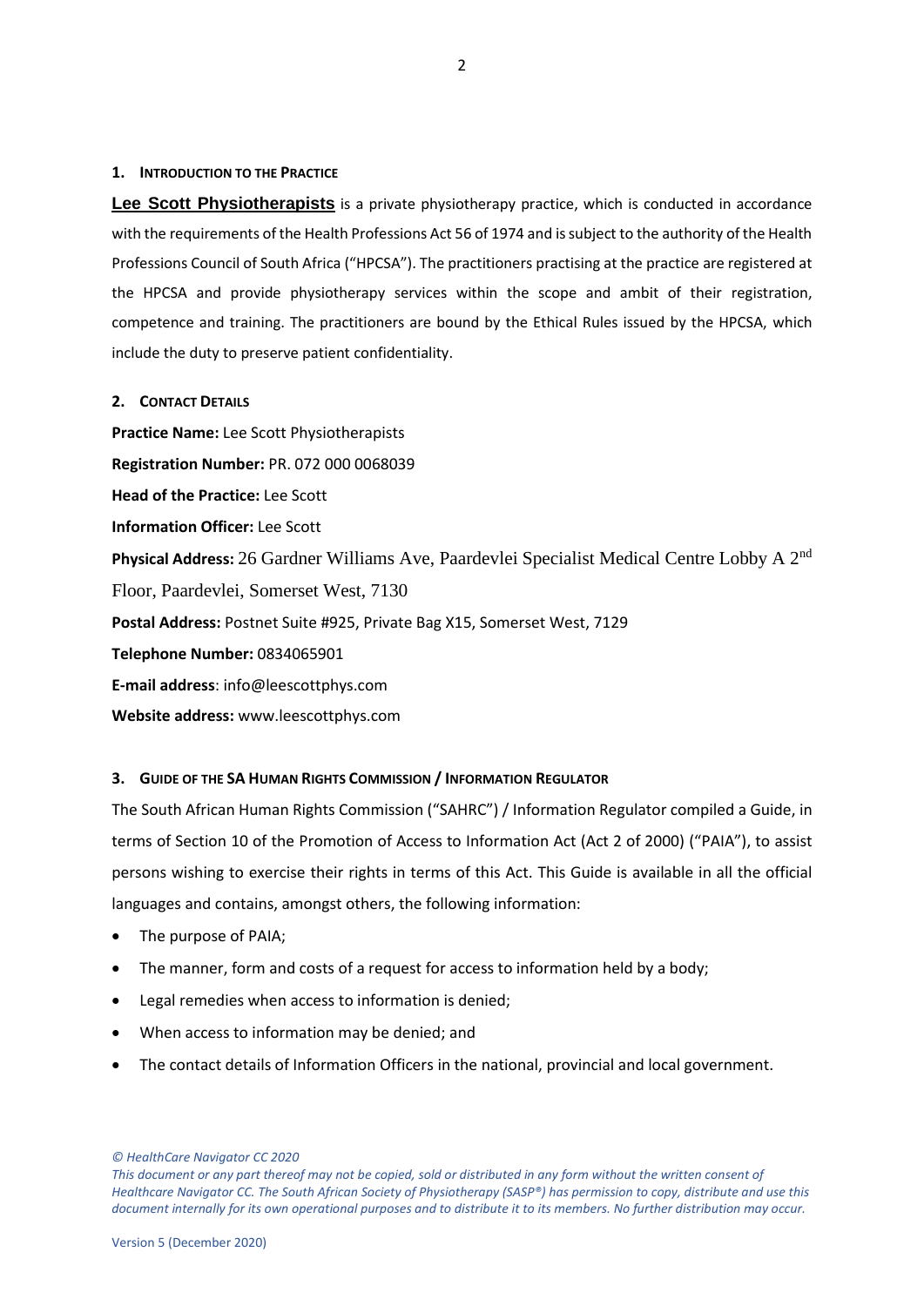## 1. Introduction to the Practice

**Lee Scott Physiotherapists** is a private physiotherapy practice, which is conducted in accordance with the requirements of the Health Professions Act 56 of 1974 and is subject to the authority of the Health Professions Council of South Africa ("HPCSA"). The practitioners practising at the practice are registered at the HPCSA and provide physiotherapy services within the scope and ambit of their registration, competence and training. The practitioners are bound by the Ethical Rules issued by the HPCSA, which include the duty to preserve patient confidentiality.

## 2. Contact Details

**Practice Name:** Lee Scott Physiotherapists

**Registration Number:** PR. 072 000 0068039

**Head of the Practice:** Lee Scott

**Information Officer:** Lee Scott

**Physical Address:** 26 Gardner Williams Ave, Paardevlei Specialist Medical Centre Lobby A 2nd Floor, Paardevlei, Somerset West, 7130

**Postal Address:** Postnet Suite #925, Private Bag X15, Somerset West, 7129

**Telephone Number:** 0834065901

**E-mail address**: info@leescottphys.com

**Website address:** www.leescottphys.com

## 3. Guide of the SA Human Rights Commission / Information Regulator

The South African Human Rights Commission ("SAHRC") / Information Regulator compiled a Guide, in terms of Section 10 of the Promotion of Access to Information Act (Act 2 of 2000) ("PAIA"), to assist persons wishing to exercise their rights in terms of this Act. This Guide is available in all the official languages and contains, amongst others, the following information:

- The purpose of PAIA;
- The manner, form and costs of a request for access to information held by a body;
- Legal remedies when access to information is denied;
- When access to information may be denied; and
- The contact details of Information Officers in the national, provincial and local government.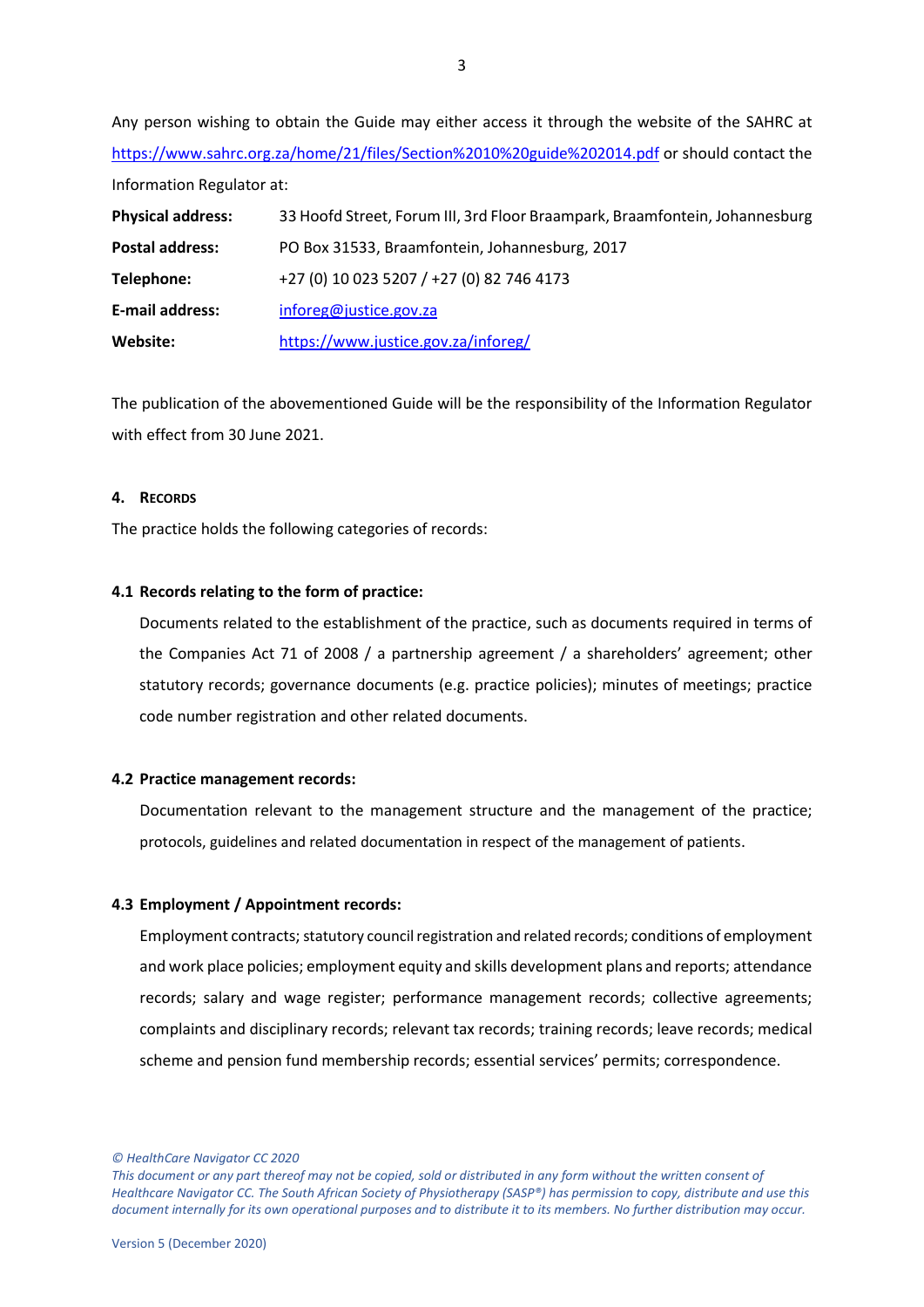Any person wishing to obtain the Guide may either access it through the website of the SAHRC at https://www.sahrc.org.za/home/21/files/Section%2010%20guide%202014.pdf or should contact the Information Regulator at:

| | |
|---|---|
| **Physical address:** | 33 Hoofd Street, Forum III, 3rd Floor Braampark, Braamfontein, Johannesburg |
| **Postal address:** | PO Box 31533, Braamfontein, Johannesburg, 2017 |
| **Telephone:** | +27 (0) 10 023 5207 / +27 (0) 82 746 4173 |
| **E-mail address:** | inforeg@justice.gov.za |
| **Website:** | https://www.justice.gov.za/inforeg/ |

The publication of the abovementioned Guide will be the responsibility of the Information Regulator with effect from 30 June 2021.

## 4. RECORDS

The practice holds the following categories of records:

### 4.1 Records relating to the form of practice:

Documents related to the establishment of the practice, such as documents required in terms of the Companies Act 71 of 2008 / a partnership agreement / a shareholders' agreement; other statutory records; governance documents (e.g. practice policies); minutes of meetings; practice code number registration and other related documents.

### 4.2 Practice management records:

Documentation relevant to the management structure and the management of the practice; protocols, guidelines and related documentation in respect of the management of patients.

### 4.3 Employment / Appointment records:

Employment contracts; statutory council registration and related records; conditions of employment and work place policies; employment equity and skills development plans and reports; attendance records; salary and wage register; performance management records; collective agreements; complaints and disciplinary records; relevant tax records; training records; leave records; medical scheme and pension fund membership records; essential services' permits; correspondence.

*© HealthCare Navigator CC 2020*

*This document or any part thereof may not be copied, sold or distributed in any form without the written consent of Healthcare Navigator CC. The South African Society of Physiotherapy (SASP®) has permission to copy, distribute and use this document internally for its own operational purposes and to distribute it to its members. No further distribution may occur.*

Version 5 (December 2020)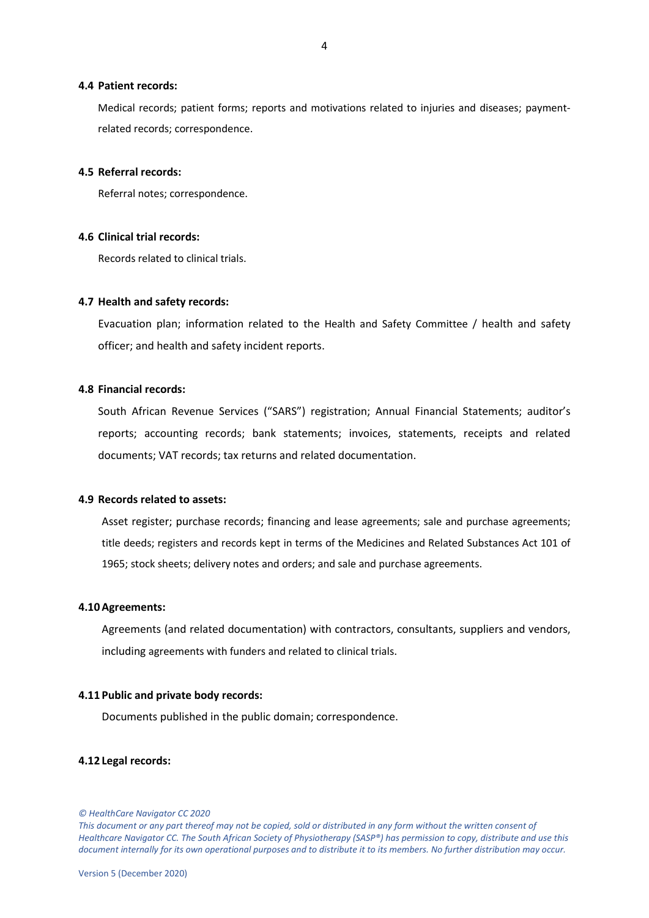### 4.4 Patient records:

Medical records; patient forms; reports and motivations related to injuries and diseases; payment-related records; correspondence.

### 4.5 Referral records:

Referral notes; correspondence.

### 4.6 Clinical trial records:

Records related to clinical trials.

### 4.7 Health and safety records:

Evacuation plan; information related to the Health and Safety Committee / health and safety officer; and health and safety incident reports.

### 4.8 Financial records:

South African Revenue Services ("SARS") registration; Annual Financial Statements; auditor's reports; accounting records; bank statements; invoices, statements, receipts and related documents; VAT records; tax returns and related documentation.

### 4.9 Records related to assets:

Asset register; purchase records; financing and lease agreements; sale and purchase agreements; title deeds; registers and records kept in terms of the Medicines and Related Substances Act 101 of 1965; stock sheets; delivery notes and orders; and sale and purchase agreements.

### 4.10 Agreements:

Agreements (and related documentation) with contractors, consultants, suppliers and vendors, including agreements with funders and related to clinical trials.

### 4.11 Public and private body records:

Documents published in the public domain; correspondence.

### 4.12 Legal records: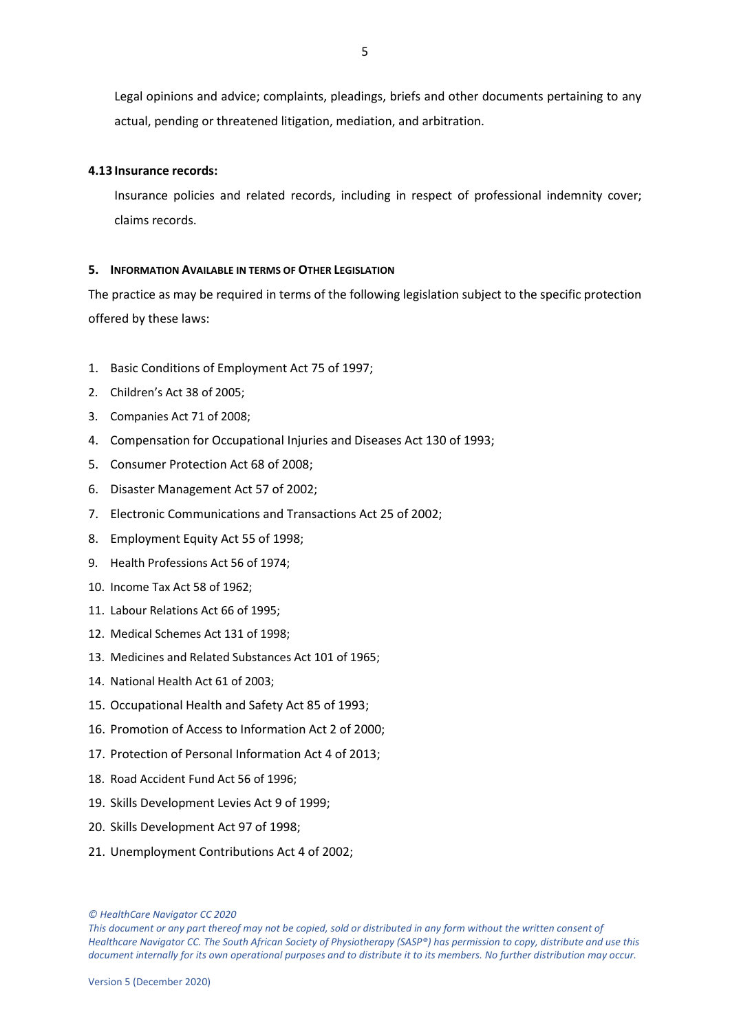Legal opinions and advice; complaints, pleadings, briefs and other documents pertaining to any actual, pending or threatened litigation, mediation, and arbitration.

**4.13 Insurance records:**

Insurance policies and related records, including in respect of professional indemnity cover; claims records.

## 5. INFORMATION AVAILABLE IN TERMS OF OTHER LEGISLATION

The practice as may be required in terms of the following legislation subject to the specific protection offered by these laws:

1. Basic Conditions of Employment Act 75 of 1997;
2. Children's Act 38 of 2005;
3. Companies Act 71 of 2008;
4. Compensation for Occupational Injuries and Diseases Act 130 of 1993;
5. Consumer Protection Act 68 of 2008;
6. Disaster Management Act 57 of 2002;
7. Electronic Communications and Transactions Act 25 of 2002;
8. Employment Equity Act 55 of 1998;
9. Health Professions Act 56 of 1974;
10. Income Tax Act 58 of 1962;
11. Labour Relations Act 66 of 1995;
12. Medical Schemes Act 131 of 1998;
13. Medicines and Related Substances Act 101 of 1965;
14. National Health Act 61 of 2003;
15. Occupational Health and Safety Act 85 of 1993;
16. Promotion of Access to Information Act 2 of 2000;
17. Protection of Personal Information Act 4 of 2013;
18. Road Accident Fund Act 56 of 1996;
19. Skills Development Levies Act 9 of 1999;
20. Skills Development Act 97 of 1998;
21. Unemployment Contributions Act 4 of 2002;

*© HealthCare Navigator CC 2020*

*This document or any part thereof may not be copied, sold or distributed in any form without the written consent of Healthcare Navigator CC. The South African Society of Physiotherapy (SASP®) has permission to copy, distribute and use this document internally for its own operational purposes and to distribute it to its members. No further distribution may occur.*

Version 5 (December 2020)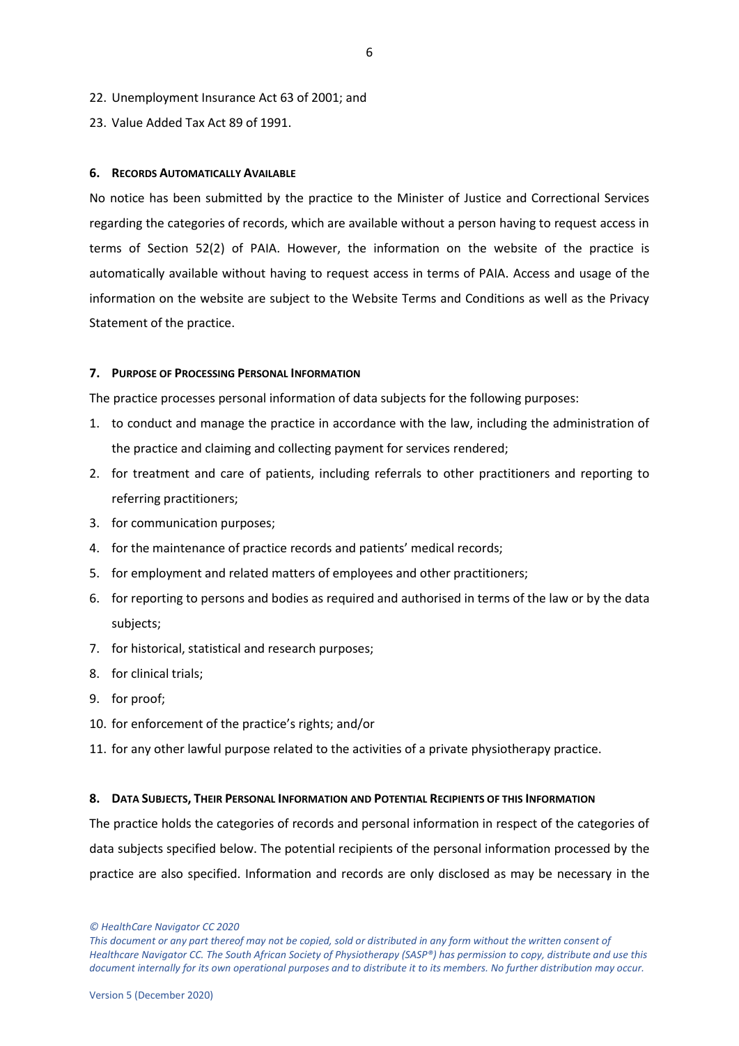22. Unemployment Insurance Act 63 of 2001; and
23. Value Added Tax Act 89 of 1991.

## 6. Records Automatically Available

No notice has been submitted by the practice to the Minister of Justice and Correctional Services regarding the categories of records, which are available without a person having to request access in terms of Section 52(2) of PAIA. However, the information on the website of the practice is automatically available without having to request access in terms of PAIA. Access and usage of the information on the website are subject to the Website Terms and Conditions as well as the Privacy Statement of the practice.

## 7. Purpose of Processing Personal Information

The practice processes personal information of data subjects for the following purposes:

1. to conduct and manage the practice in accordance with the law, including the administration of the practice and claiming and collecting payment for services rendered;
2. for treatment and care of patients, including referrals to other practitioners and reporting to referring practitioners;
3. for communication purposes;
4. for the maintenance of practice records and patients' medical records;
5. for employment and related matters of employees and other practitioners;
6. for reporting to persons and bodies as required and authorised in terms of the law or by the data subjects;
7. for historical, statistical and research purposes;
8. for clinical trials;
9. for proof;
10. for enforcement of the practice's rights; and/or
11. for any other lawful purpose related to the activities of a private physiotherapy practice.

## 8. Data Subjects, Their Personal Information and Potential Recipients of this Information

The practice holds the categories of records and personal information in respect of the categories of data subjects specified below. The potential recipients of the personal information processed by the practice are also specified. Information and records are only disclosed as may be necessary in the

*© HealthCare Navigator CC 2020*

*This document or any part thereof may not be copied, sold or distributed in any form without the written consent of Healthcare Navigator CC. The South African Society of Physiotherapy (SASP®) has permission to copy, distribute and use this document internally for its own operational purposes and to distribute it to its members. No further distribution may occur.*

Version 5 (December 2020)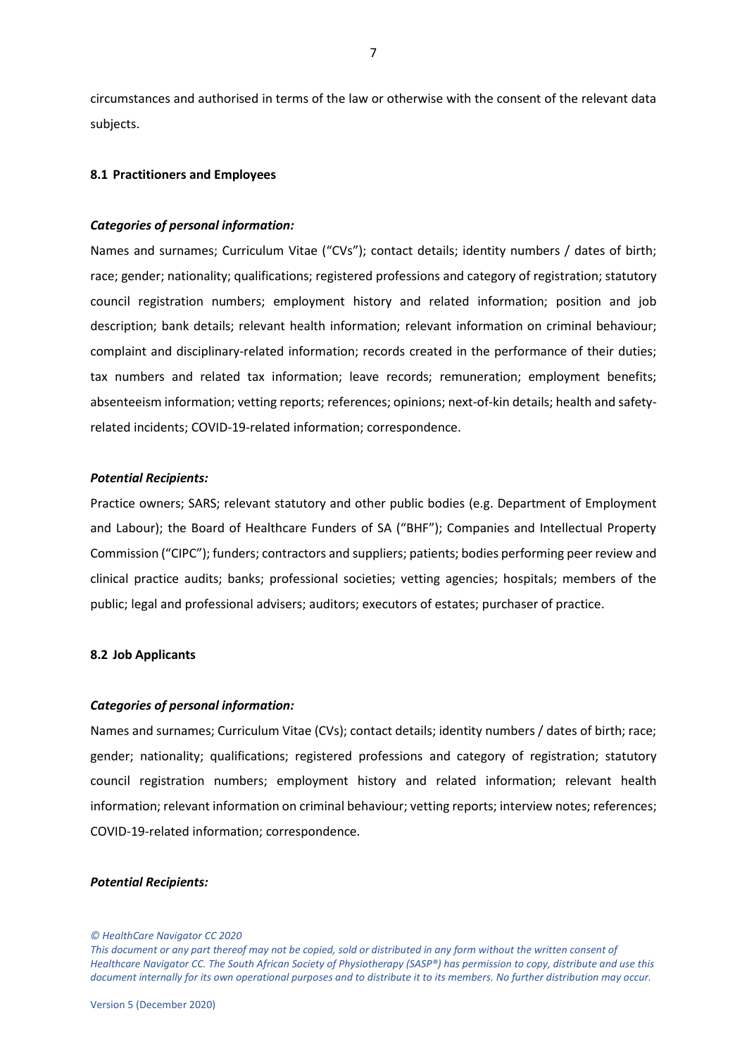circumstances and authorised in terms of the law or otherwise with the consent of the relevant data subjects.

### 8.1 Practitioners and Employees

***Categories of personal information:***

Names and surnames; Curriculum Vitae ("CVs"); contact details; identity numbers / dates of birth; race; gender; nationality; qualifications; registered professions and category of registration; statutory council registration numbers; employment history and related information; position and job description; bank details; relevant health information; relevant information on criminal behaviour; complaint and disciplinary-related information; records created in the performance of their duties; tax numbers and related tax information; leave records; remuneration; employment benefits; absenteeism information; vetting reports; references; opinions; next-of-kin details; health and safety-related incidents; COVID-19-related information; correspondence.

***Potential Recipients:***

Practice owners; SARS; relevant statutory and other public bodies (e.g. Department of Employment and Labour); the Board of Healthcare Funders of SA ("BHF"); Companies and Intellectual Property Commission ("CIPC"); funders; contractors and suppliers; patients; bodies performing peer review and clinical practice audits; banks; professional societies; vetting agencies; hospitals; members of the public; legal and professional advisers; auditors; executors of estates; purchaser of practice.

### 8.2 Job Applicants

***Categories of personal information:***

Names and surnames; Curriculum Vitae (CVs); contact details; identity numbers / dates of birth; race; gender; nationality; qualifications; registered professions and category of registration; statutory council registration numbers; employment history and related information; relevant health information; relevant information on criminal behaviour; vetting reports; interview notes; references; COVID-19-related information; correspondence.

***Potential Recipients:***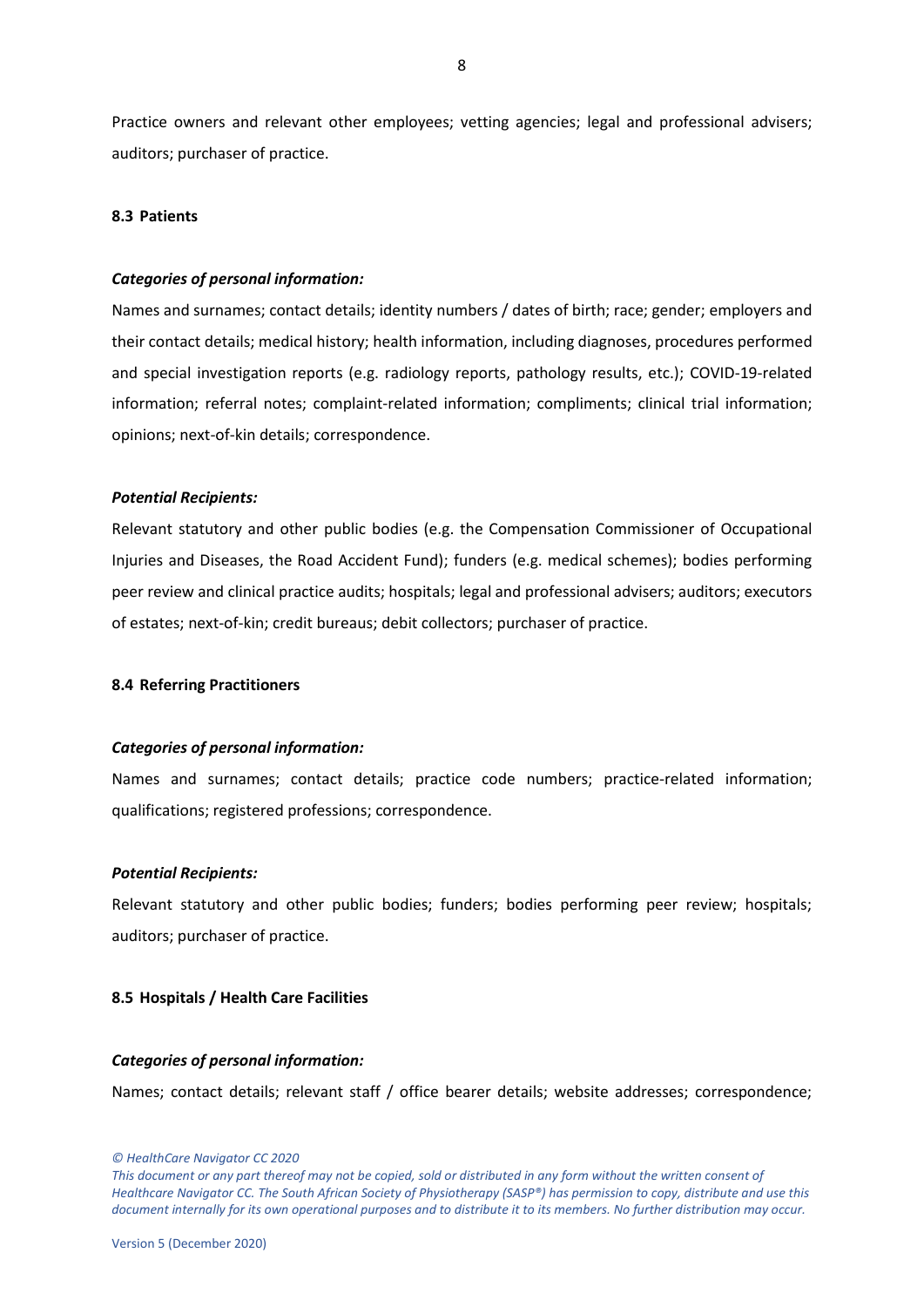Practice owners and relevant other employees; vetting agencies; legal and professional advisers; auditors; purchaser of practice.

### 8.3 Patients

***Categories of personal information:***

Names and surnames; contact details; identity numbers / dates of birth; race; gender; employers and their contact details; medical history; health information, including diagnoses, procedures performed and special investigation reports (e.g. radiology reports, pathology results, etc.); COVID-19-related information; referral notes; complaint-related information; compliments; clinical trial information; opinions; next-of-kin details; correspondence.

***Potential Recipients:***

Relevant statutory and other public bodies (e.g. the Compensation Commissioner of Occupational Injuries and Diseases, the Road Accident Fund); funders (e.g. medical schemes); bodies performing peer review and clinical practice audits; hospitals; legal and professional advisers; auditors; executors of estates; next-of-kin; credit bureaus; debit collectors; purchaser of practice.

### 8.4 Referring Practitioners

***Categories of personal information:***

Names and surnames; contact details; practice code numbers; practice-related information; qualifications; registered professions; correspondence.

***Potential Recipients:***

Relevant statutory and other public bodies; funders; bodies performing peer review; hospitals; auditors; purchaser of practice.

### 8.5 Hospitals / Health Care Facilities

***Categories of personal information:***

Names; contact details; relevant staff / office bearer details; website addresses; correspondence;

*© HealthCare Navigator CC 2020*

*This document or any part thereof may not be copied, sold or distributed in any form without the written consent of Healthcare Navigator CC. The South African Society of Physiotherapy (SASP®) has permission to copy, distribute and use this document internally for its own operational purposes and to distribute it to its members. No further distribution may occur.*

Version 5 (December 2020)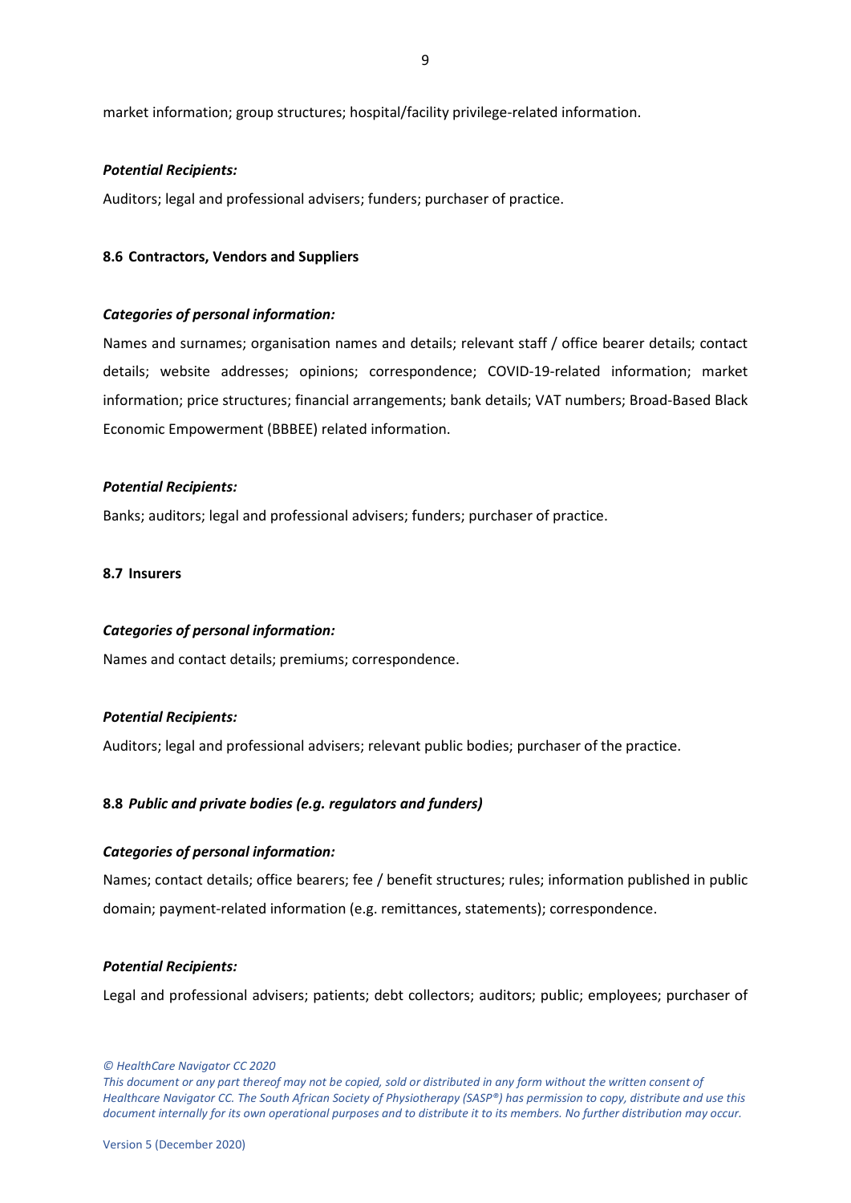market information; group structures; hospital/facility privilege-related information.

***Potential Recipients:***

Auditors; legal and professional advisers; funders; purchaser of practice.

**8.6 Contractors, Vendors and Suppliers**

***Categories of personal information:***

Names and surnames; organisation names and details; relevant staff / office bearer details; contact details; website addresses; opinions; correspondence; COVID-19-related information; market information; price structures; financial arrangements; bank details; VAT numbers; Broad-Based Black Economic Empowerment (BBBEE) related information.

***Potential Recipients:***

Banks; auditors; legal and professional advisers; funders; purchaser of practice.

**8.7 Insurers**

***Categories of personal information:***

Names and contact details; premiums; correspondence.

***Potential Recipients:***

Auditors; legal and professional advisers; relevant public bodies; purchaser of the practice.

**8.8 *Public and private bodies (e.g. regulators and funders)***

***Categories of personal information:***

Names; contact details; office bearers; fee / benefit structures; rules; information published in public domain; payment-related information (e.g. remittances, statements); correspondence.

***Potential Recipients:***

Legal and professional advisers; patients; debt collectors; auditors; public; employees; purchaser of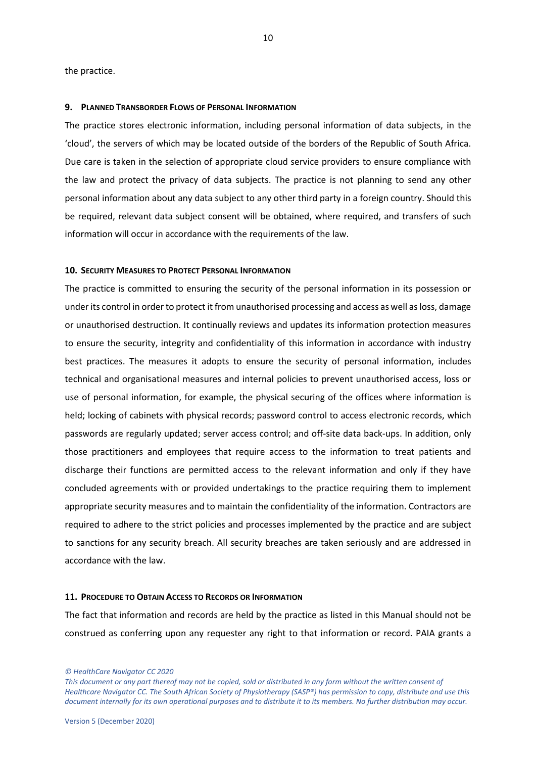the practice.

## 9. Planned Transborder Flows of Personal Information

The practice stores electronic information, including personal information of data subjects, in the 'cloud', the servers of which may be located outside of the borders of the Republic of South Africa. Due care is taken in the selection of appropriate cloud service providers to ensure compliance with the law and protect the privacy of data subjects. The practice is not planning to send any other personal information about any data subject to any other third party in a foreign country. Should this be required, relevant data subject consent will be obtained, where required, and transfers of such information will occur in accordance with the requirements of the law.

## 10. Security Measures to Protect Personal Information

The practice is committed to ensuring the security of the personal information in its possession or under its control in order to protect it from unauthorised processing and access as well as loss, damage or unauthorised destruction. It continually reviews and updates its information protection measures to ensure the security, integrity and confidentiality of this information in accordance with industry best practices. The measures it adopts to ensure the security of personal information, includes technical and organisational measures and internal policies to prevent unauthorised access, loss or use of personal information, for example, the physical securing of the offices where information is held; locking of cabinets with physical records; password control to access electronic records, which passwords are regularly updated; server access control; and off-site data back-ups. In addition, only those practitioners and employees that require access to the information to treat patients and discharge their functions are permitted access to the relevant information and only if they have concluded agreements with or provided undertakings to the practice requiring them to implement appropriate security measures and to maintain the confidentiality of the information. Contractors are required to adhere to the strict policies and processes implemented by the practice and are subject to sanctions for any security breach. All security breaches are taken seriously and are addressed in accordance with the law.

## 11. Procedure to Obtain Access to Records or Information

The fact that information and records are held by the practice as listed in this Manual should not be construed as conferring upon any requester any right to that information or record. PAIA grants a

*© HealthCare Navigator CC 2020*

*This document or any part thereof may not be copied, sold or distributed in any form without the written consent of Healthcare Navigator CC. The South African Society of Physiotherapy (SASP®) has permission to copy, distribute and use this document internally for its own operational purposes and to distribute it to its members. No further distribution may occur.*

Version 5 (December 2020)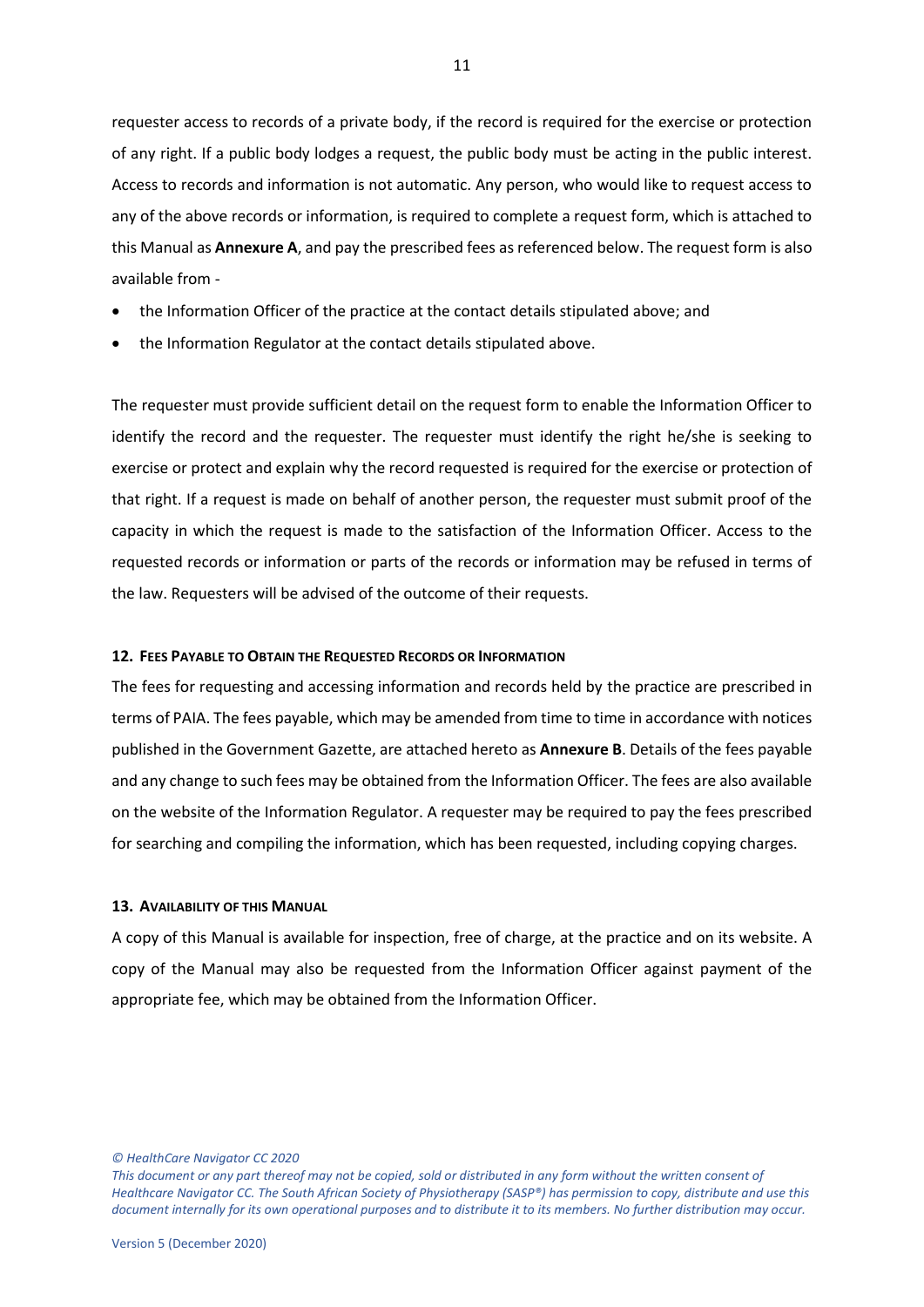requester access to records of a private body, if the record is required for the exercise or protection of any right. If a public body lodges a request, the public body must be acting in the public interest. Access to records and information is not automatic. Any person, who would like to request access to any of the above records or information, is required to complete a request form, which is attached to this Manual as **Annexure A**, and pay the prescribed fees as referenced below. The request form is also available from -

- the Information Officer of the practice at the contact details stipulated above; and
- the Information Regulator at the contact details stipulated above.

The requester must provide sufficient detail on the request form to enable the Information Officer to identify the record and the requester. The requester must identify the right he/she is seeking to exercise or protect and explain why the record requested is required for the exercise or protection of that right. If a request is made on behalf of another person, the requester must submit proof of the capacity in which the request is made to the satisfaction of the Information Officer. Access to the requested records or information or parts of the records or information may be refused in terms of the law. Requesters will be advised of the outcome of their requests.

### 12. Fees Payable to Obtain the Requested Records or Information

The fees for requesting and accessing information and records held by the practice are prescribed in terms of PAIA. The fees payable, which may be amended from time to time in accordance with notices published in the Government Gazette, are attached hereto as **Annexure B**. Details of the fees payable and any change to such fees may be obtained from the Information Officer. The fees are also available on the website of the Information Regulator. A requester may be required to pay the fees prescribed for searching and compiling the information, which has been requested, including copying charges.

### 13. Availability of this Manual

A copy of this Manual is available for inspection, free of charge, at the practice and on its website. A copy of the Manual may also be requested from the Information Officer against payment of the appropriate fee, which may be obtained from the Information Officer.

*© HealthCare Navigator CC 2020*

*This document or any part thereof may not be copied, sold or distributed in any form without the written consent of Healthcare Navigator CC. The South African Society of Physiotherapy (SASP®) has permission to copy, distribute and use this document internally for its own operational purposes and to distribute it to its members. No further distribution may occur.*

Version 5 (December 2020)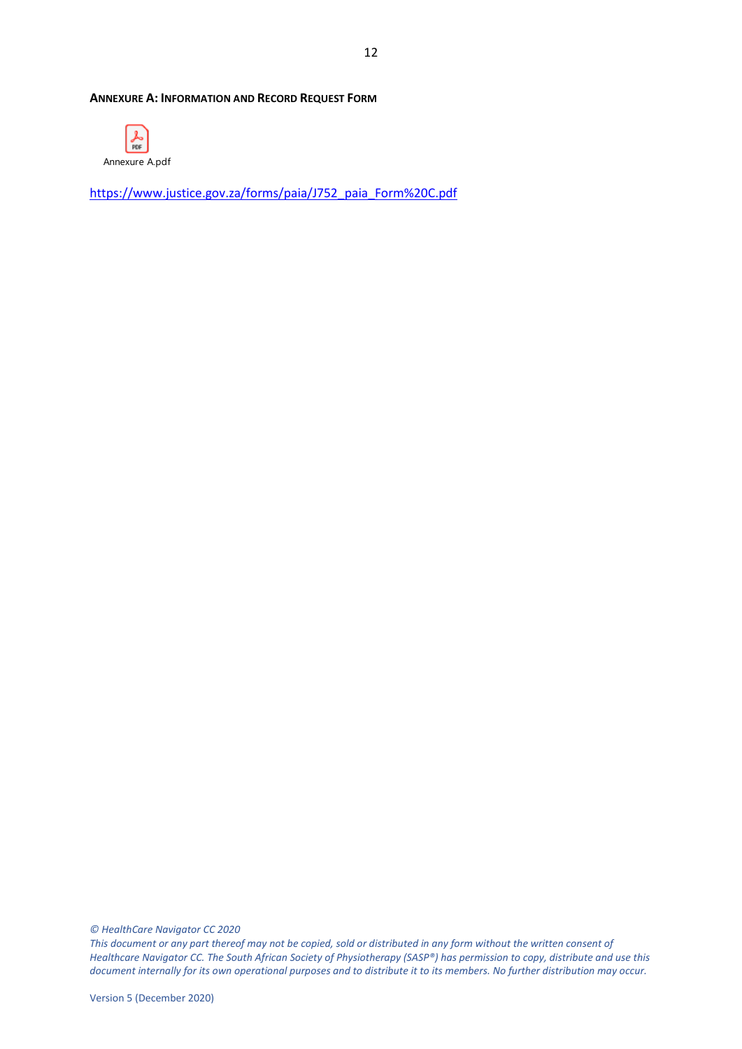**ANNEXURE A: INFORMATION AND RECORD REQUEST FORM**

Annexure A.pdf

https://www.justice.gov.za/forms/paia/J752_paia_Form%20C.pdf

*© HealthCare Navigator CC 2020*
*This document or any part thereof may not be copied, sold or distributed in any form without the written consent of Healthcare Navigator CC. The South African Society of Physiotherapy (SASP®) has permission to copy, distribute and use this document internally for its own operational purposes and to distribute it to its members. No further distribution may occur.*

Version 5 (December 2020)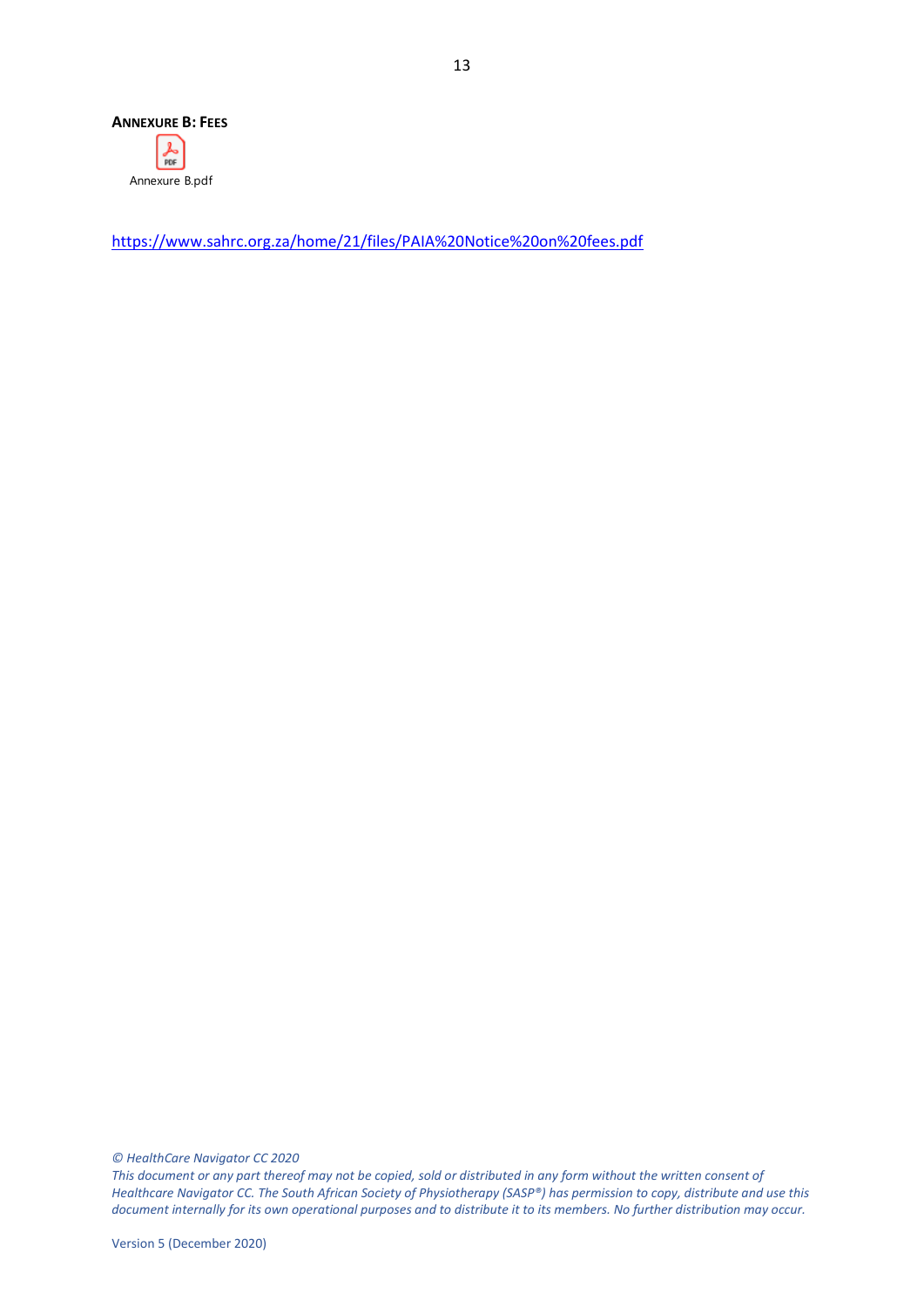**ANNEXURE B: FEES**

Annexure B.pdf

https://www.sahrc.org.za/home/21/files/PAIA%20Notice%20on%20fees.pdf

*© HealthCare Navigator CC 2020*
*This document or any part thereof may not be copied, sold or distributed in any form without the written consent of Healthcare Navigator CC. The South African Society of Physiotherapy (SASP®) has permission to copy, distribute and use this document internally for its own operational purposes and to distribute it to its members. No further distribution may occur.*

Version 5 (December 2020)